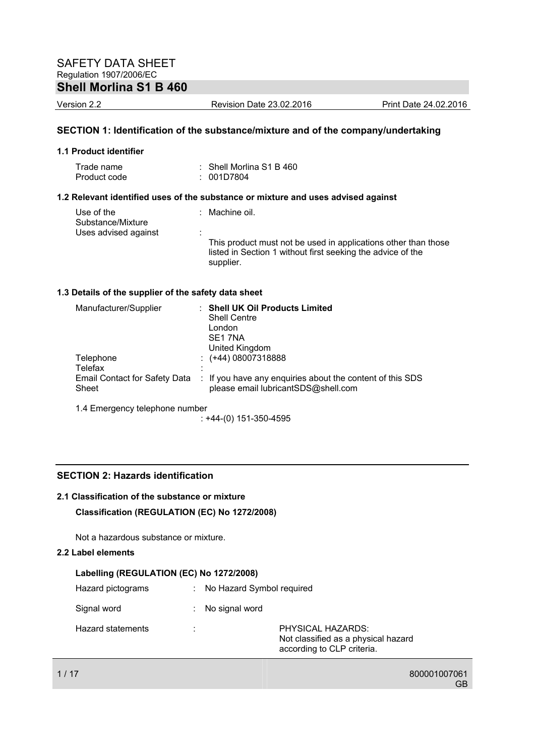# SAFETY DATA SHEET

Regulation 1907/2006/EC

**Shell Morlina S1 B 460**

Version 2.2 | Revision Date 23.02.2016 | Print Date 24.02.2016

## SECTION 1: Identification of the substance/mixture and of the company/undertaking

### 1.1 Product identifier

Trade name : Shell Morlina S1 B 460
Product code : 001D7804

### 1.2 Relevant identified uses of the substance or mixture and uses advised against

Use of the Substance/Mixture : Machine oil.
Uses advised against : This product must not be used in applications other than those listed in Section 1 without first seeking the advice of the supplier.

### 1.3 Details of the supplier of the safety data sheet

Manufacturer/Supplier : **Shell UK Oil Products Limited**
Shell Centre
London
SE1 7NA
United Kingdom

Telephone : (+44) 08007318888
Telefax :
Email Contact for Safety Data Sheet : If you have any enquiries about the content of this SDS please email lubricantSDS@shell.com

1.4 Emergency telephone number
: +44-(0) 151-350-4595

## SECTION 2: Hazards identification

### 2.1 Classification of the substance or mixture

**Classification (REGULATION (EC) No 1272/2008)**

Not a hazardous substance or mixture.

### 2.2 Label elements

**Labelling (REGULATION (EC) No 1272/2008)**

Hazard pictograms : No Hazard Symbol required

Signal word : No signal word

Hazard statements : PHYSICAL HAZARDS:
Not classified as a physical hazard according to CLP criteria.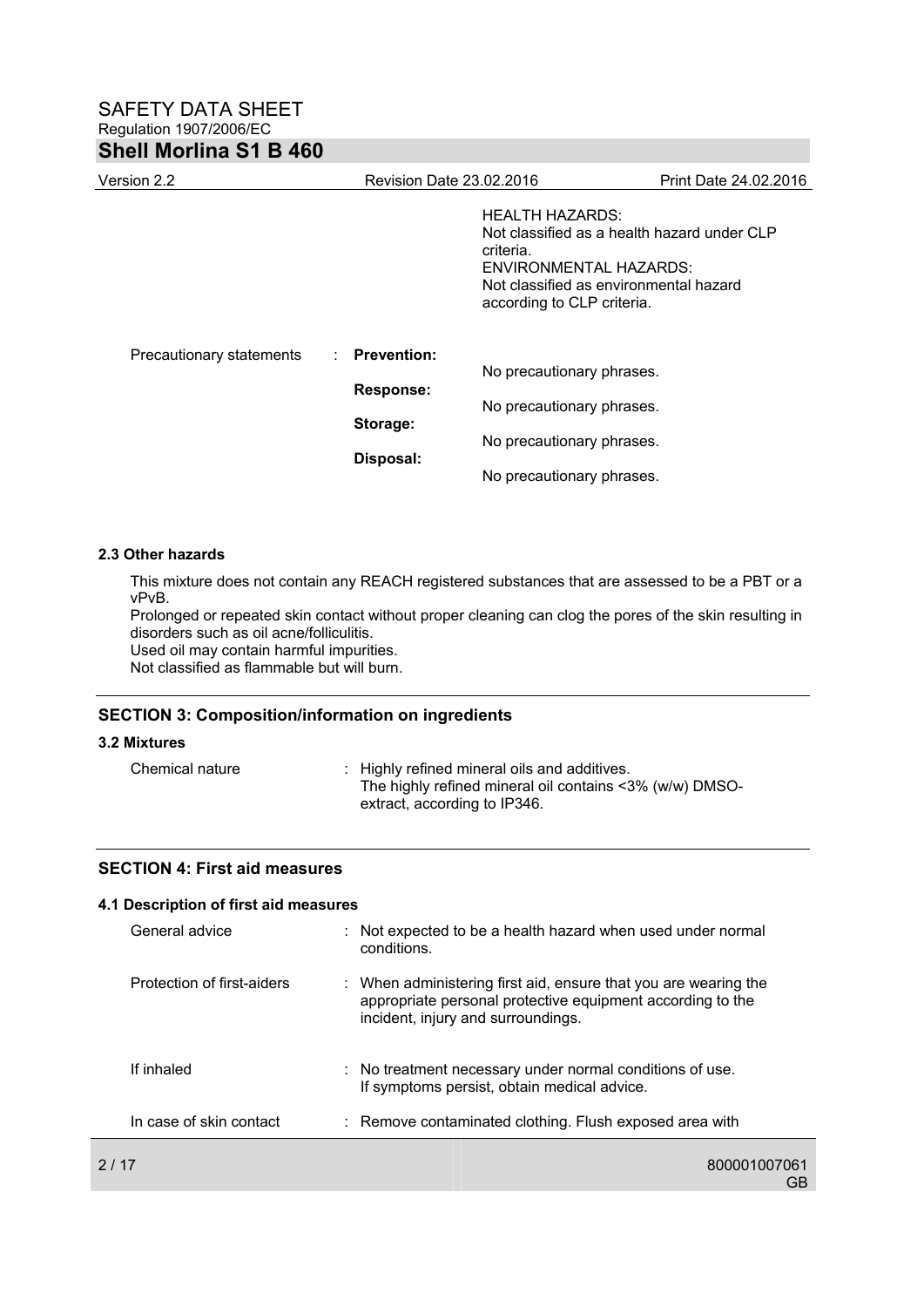HEALTH HAZARDS:
Not classified as a health hazard under CLP criteria.
ENVIRONMENTAL HAZARDS:
Not classified as environmental hazard according to CLP criteria.

| Precautionary statements | : | **Prevention:** | No precautionary phrases. |
|---|---|---|---|
| | | **Response:** | No precautionary phrases. |
| | | **Storage:** | No precautionary phrases. |
| | | **Disposal:** | No precautionary phrases. |

#### 2.3 Other hazards

This mixture does not contain any REACH registered substances that are assessed to be a PBT or a vPvB.
Prolonged or repeated skin contact without proper cleaning can clog the pores of the skin resulting in disorders such as oil acne/folliculitis.
Used oil may contain harmful impurities.
Not classified as flammable but will burn.

### SECTION 3: Composition/information on ingredients

#### 3.2 Mixtures

Chemical nature : Highly refined mineral oils and additives. The highly refined mineral oil contains <3% (w/w) DMSO-extract, according to IP346.

### SECTION 4: First aid measures

#### 4.1 Description of first aid measures

General advice : Not expected to be a health hazard when used under normal conditions.

Protection of first-aiders : When administering first aid, ensure that you are wearing the appropriate personal protective equipment according to the incident, injury and surroundings.

If inhaled : No treatment necessary under normal conditions of use. If symptoms persist, obtain medical advice.

In case of skin contact : Remove contaminated clothing. Flush exposed area with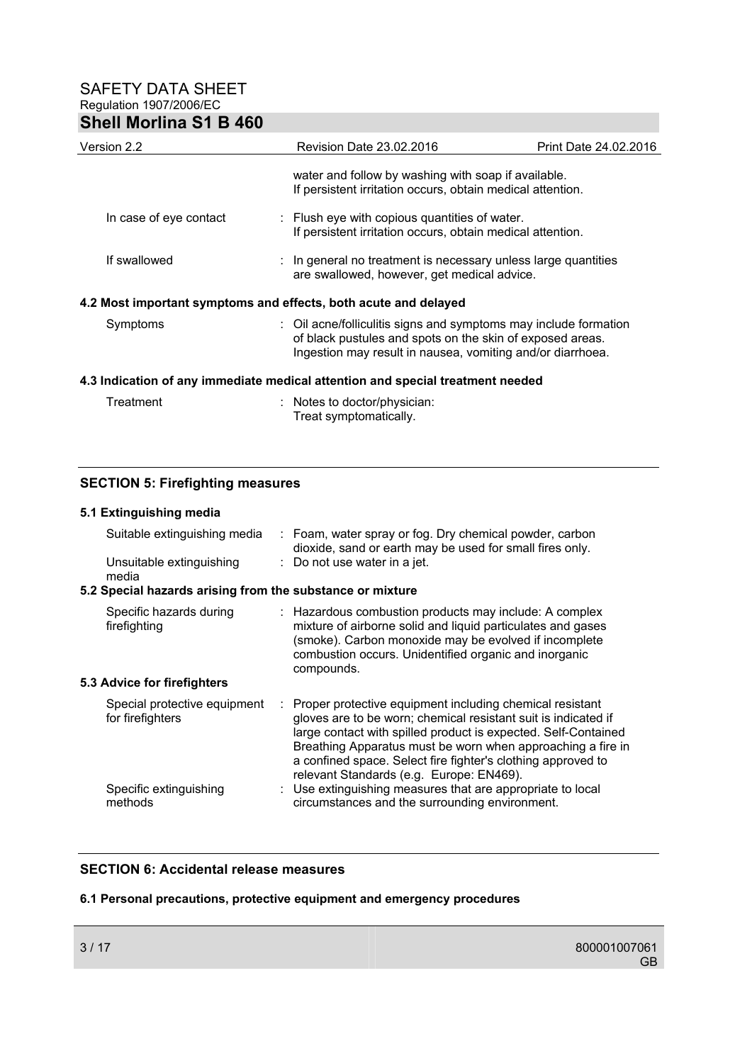water and follow by washing with soap if available.
If persistent irritation occurs, obtain medical attention.

| | |
|---|---|
| In case of eye contact | : Flush eye with copious quantities of water. If persistent irritation occurs, obtain medical attention. |
| If swallowed | : In general no treatment is necessary unless large quantities are swallowed, however, get medical advice. |

### 4.2 Most important symptoms and effects, both acute and delayed

| | |
|---|---|
| Symptoms | : Oil acne/folliculitis signs and symptoms may include formation of black pustules and spots on the skin of exposed areas. Ingestion may result in nausea, vomiting and/or diarrhoea. |

### 4.3 Indication of any immediate medical attention and special treatment needed

| | |
|---|---|
| Treatment | : Notes to doctor/physician: Treat symptomatically. |

## SECTION 5: Firefighting measures

### 5.1 Extinguishing media

| | |
|---|---|
| Suitable extinguishing media | : Foam, water spray or fog. Dry chemical powder, carbon dioxide, sand or earth may be used for small fires only. |
| Unsuitable extinguishing media | : Do not use water in a jet. |

### 5.2 Special hazards arising from the substance or mixture

| | |
|---|---|
| Specific hazards during firefighting | : Hazardous combustion products may include: A complex mixture of airborne solid and liquid particulates and gases (smoke). Carbon monoxide may be evolved if incomplete combustion occurs. Unidentified organic and inorganic compounds. |

### 5.3 Advice for firefighters

| | |
|---|---|
| Special protective equipment for firefighters | : Proper protective equipment including chemical resistant gloves are to be worn; chemical resistant suit is indicated if large contact with spilled product is expected. Self-Contained Breathing Apparatus must be worn when approaching a fire in a confined space. Select fire fighter's clothing approved to relevant Standards (e.g. Europe: EN469). |
| Specific extinguishing methods | : Use extinguishing measures that are appropriate to local circumstances and the surrounding environment. |

## SECTION 6: Accidental release measures

### 6.1 Personal precautions, protective equipment and emergency procedures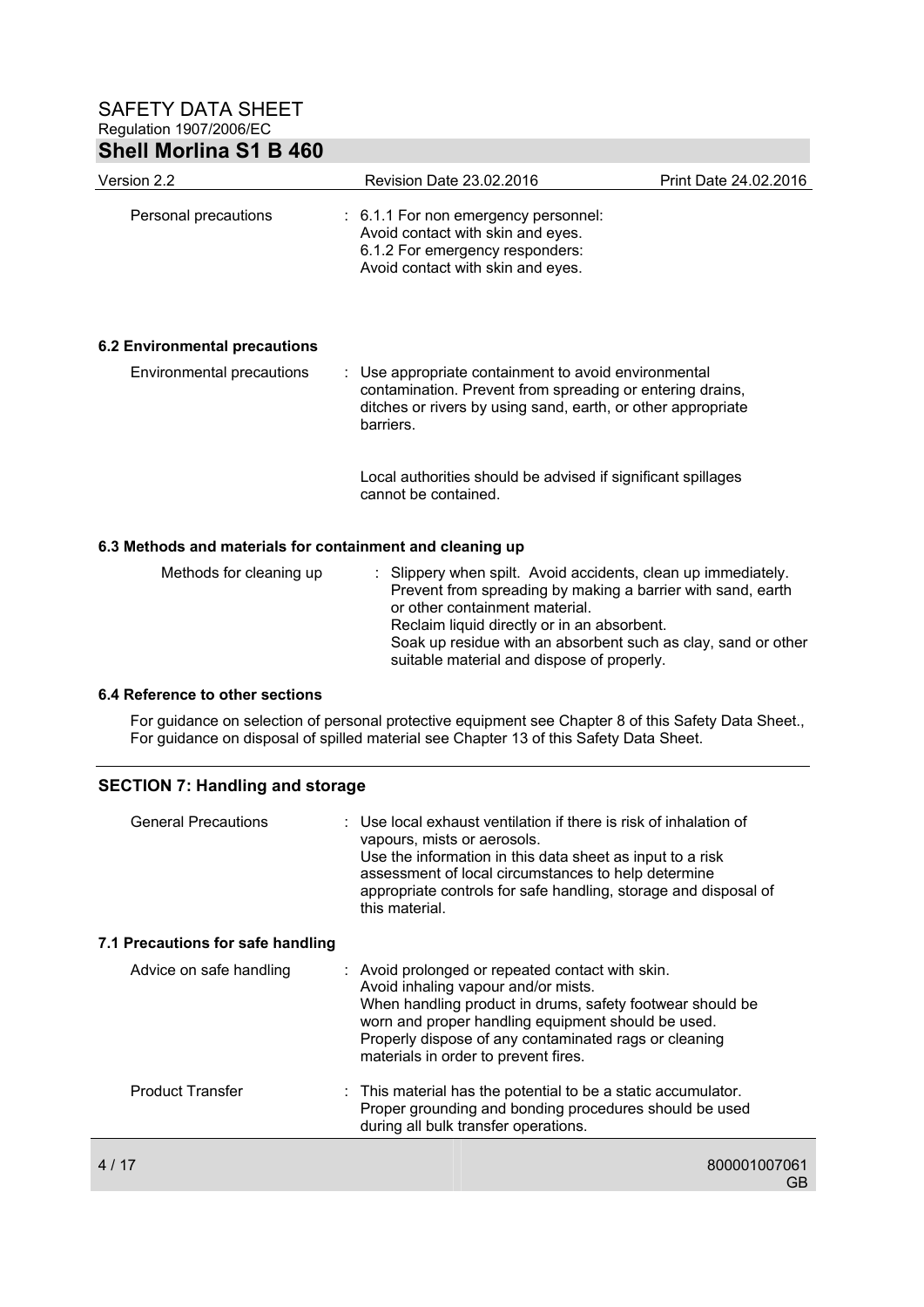| | |
|---|---|
| Personal precautions | : 6.1.1 For non emergency personnel:<br>Avoid contact with skin and eyes.<br>6.1.2 For emergency responders:<br>Avoid contact with skin and eyes. |

### 6.2 Environmental precautions

| | |
|---|---|
| Environmental precautions | : Use appropriate containment to avoid environmental contamination. Prevent from spreading or entering drains, ditches or rivers by using sand, earth, or other appropriate barriers.<br><br>Local authorities should be advised if significant spillages cannot be contained. |

### 6.3 Methods and materials for containment and cleaning up

| | |
|---|---|
| Methods for cleaning up | : Slippery when spilt. Avoid accidents, clean up immediately.<br>Prevent from spreading by making a barrier with sand, earth or other containment material.<br>Reclaim liquid directly or in an absorbent.<br>Soak up residue with an absorbent such as clay, sand or other suitable material and dispose of properly. |

### 6.4 Reference to other sections

For guidance on selection of personal protective equipment see Chapter 8 of this Safety Data Sheet., For guidance on disposal of spilled material see Chapter 13 of this Safety Data Sheet.

## SECTION 7: Handling and storage

| | |
|---|---|
| General Precautions | : Use local exhaust ventilation if there is risk of inhalation of vapours, mists or aerosols.<br>Use the information in this data sheet as input to a risk assessment of local circumstances to help determine appropriate controls for safe handling, storage and disposal of this material. |

### 7.1 Precautions for safe handling

| | |
|---|---|
| Advice on safe handling | : Avoid prolonged or repeated contact with skin.<br>Avoid inhaling vapour and/or mists.<br>When handling product in drums, safety footwear should be worn and proper handling equipment should be used.<br>Properly dispose of any contaminated rags or cleaning materials in order to prevent fires. |
| Product Transfer | : This material has the potential to be a static accumulator.<br>Proper grounding and bonding procedures should be used during all bulk transfer operations. |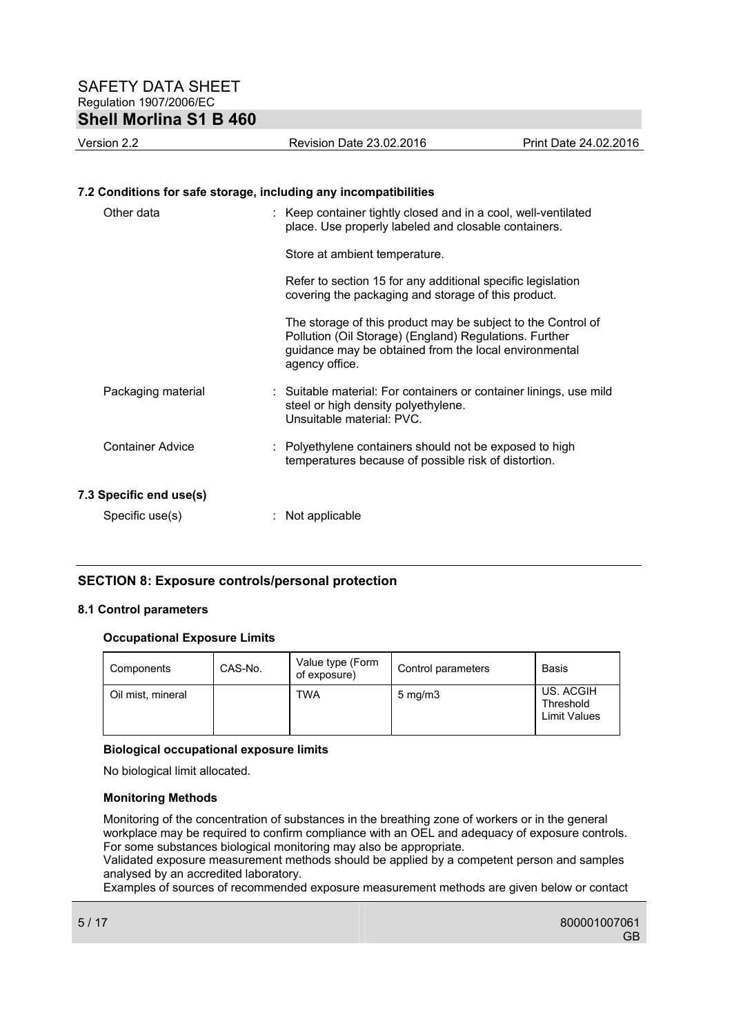### 7.2 Conditions for safe storage, including any incompatibilities

Other data : Keep container tightly closed and in a cool, well-ventilated place. Use properly labeled and closable containers.

Store at ambient temperature.

Refer to section 15 for any additional specific legislation covering the packaging and storage of this product.

The storage of this product may be subject to the Control of Pollution (Oil Storage) (England) Regulations. Further guidance may be obtained from the local environmental agency office.

Packaging material : Suitable material: For containers or container linings, use mild steel or high density polyethylene.
Unsuitable material: PVC.

Container Advice : Polyethylene containers should not be exposed to high temperatures because of possible risk of distortion.

### 7.3 Specific end use(s)

Specific use(s) : Not applicable

## SECTION 8: Exposure controls/personal protection

### 8.1 Control parameters

**Occupational Exposure Limits**

| Components | CAS-No. | Value type (Form of exposure) | Control parameters | Basis |
|---|---|---|---|---|
| Oil mist, mineral | | TWA | 5 mg/m3 | US. ACGIH Threshold Limit Values |

**Biological occupational exposure limits**

No biological limit allocated.

**Monitoring Methods**

Monitoring of the concentration of substances in the breathing zone of workers or in the general workplace may be required to confirm compliance with an OEL and adequacy of exposure controls. For some substances biological monitoring may also be appropriate.
Validated exposure measurement methods should be applied by a competent person and samples analysed by an accredited laboratory.
Examples of sources of recommended exposure measurement methods are given below or contact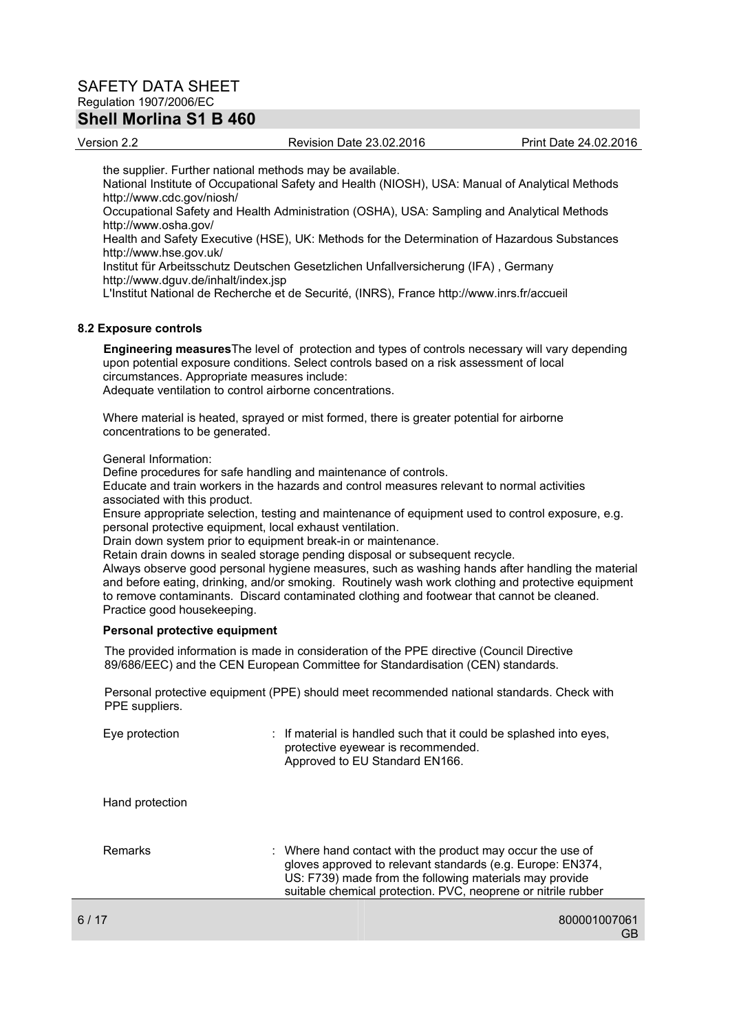the supplier. Further national methods may be available.
National Institute of Occupational Safety and Health (NIOSH), USA: Manual of Analytical Methods http://www.cdc.gov/niosh/
Occupational Safety and Health Administration (OSHA), USA: Sampling and Analytical Methods http://www.osha.gov/
Health and Safety Executive (HSE), UK: Methods for the Determination of Hazardous Substances http://www.hse.gov.uk/
Institut für Arbeitsschutz Deutschen Gesetzlichen Unfallversicherung (IFA) , Germany http://www.dguv.de/inhalt/index.jsp
L'Institut National de Recherche et de Securité, (INRS), France http://www.inrs.fr/accueil

### 8.2 Exposure controls

**Engineering measures** The level of protection and types of controls necessary will vary depending upon potential exposure conditions. Select controls based on a risk assessment of local circumstances. Appropriate measures include:
Adequate ventilation to control airborne concentrations.

Where material is heated, sprayed or mist formed, there is greater potential for airborne concentrations to be generated.

General Information:
Define procedures for safe handling and maintenance of controls.
Educate and train workers in the hazards and control measures relevant to normal activities associated with this product.
Ensure appropriate selection, testing and maintenance of equipment used to control exposure, e.g. personal protective equipment, local exhaust ventilation.
Drain down system prior to equipment break-in or maintenance.
Retain drain downs in sealed storage pending disposal or subsequent recycle.
Always observe good personal hygiene measures, such as washing hands after handling the material and before eating, drinking, and/or smoking. Routinely wash work clothing and protective equipment to remove contaminants. Discard contaminated clothing and footwear that cannot be cleaned. Practice good housekeeping.

**Personal protective equipment**

The provided information is made in consideration of the PPE directive (Council Directive 89/686/EEC) and the CEN European Committee for Standardisation (CEN) standards.

Personal protective equipment (PPE) should meet recommended national standards. Check with PPE suppliers.

Eye protection : If material is handled such that it could be splashed into eyes, protective eyewear is recommended.
Approved to EU Standard EN166.

Hand protection

Remarks : Where hand contact with the product may occur the use of gloves approved to relevant standards (e.g. Europe: EN374, US: F739) made from the following materials may provide suitable chemical protection. PVC, neoprene or nitrile rubber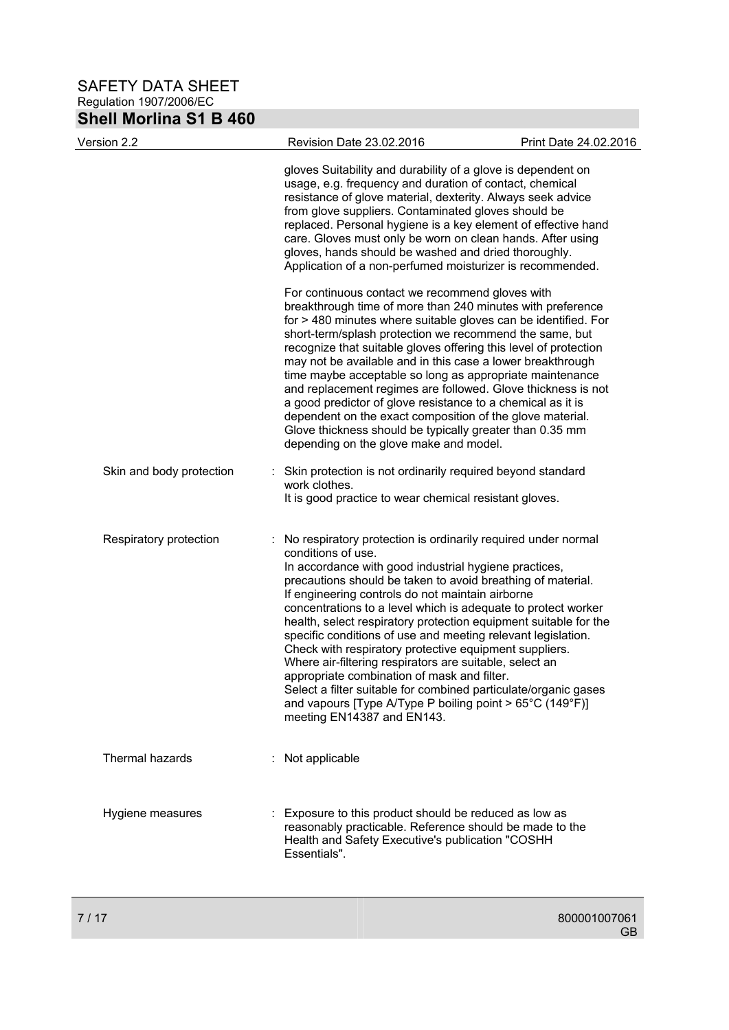gloves Suitability and durability of a glove is dependent on usage, e.g. frequency and duration of contact, chemical resistance of glove material, dexterity. Always seek advice from glove suppliers. Contaminated gloves should be replaced. Personal hygiene is a key element of effective hand care. Gloves must only be worn on clean hands. After using gloves, hands should be washed and dried thoroughly. Application of a non-perfumed moisturizer is recommended.

For continuous contact we recommend gloves with breakthrough time of more than 240 minutes with preference for > 480 minutes where suitable gloves can be identified. For short-term/splash protection we recommend the same, but recognize that suitable gloves offering this level of protection may not be available and in this case a lower breakthrough time maybe acceptable so long as appropriate maintenance and replacement regimes are followed. Glove thickness is not a good predictor of glove resistance to a chemical as it is dependent on the exact composition of the glove material. Glove thickness should be typically greater than 0.35 mm depending on the glove make and model.

Skin and body protection : Skin protection is not ordinarily required beyond standard work clothes.
It is good practice to wear chemical resistant gloves.

Respiratory protection : No respiratory protection is ordinarily required under normal conditions of use.
In accordance with good industrial hygiene practices, precautions should be taken to avoid breathing of material.
If engineering controls do not maintain airborne concentrations to a level which is adequate to protect worker health, select respiratory protection equipment suitable for the specific conditions of use and meeting relevant legislation.
Check with respiratory protective equipment suppliers.
Where air-filtering respirators are suitable, select an appropriate combination of mask and filter.
Select a filter suitable for combined particulate/organic gases and vapours [Type A/Type P boiling point > 65°C (149°F)] meeting EN14387 and EN143.

Thermal hazards : Not applicable

Hygiene measures : Exposure to this product should be reduced as low as reasonably practicable. Reference should be made to the Health and Safety Executive's publication "COSHH Essentials".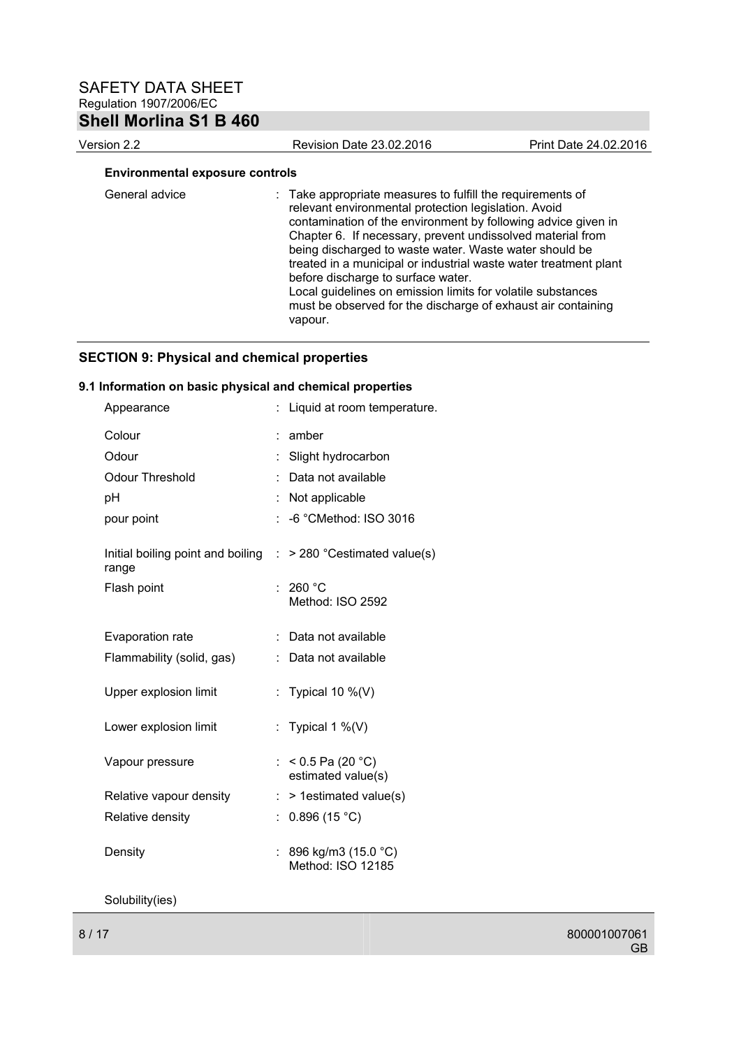**Environmental exposure controls**

| | | |
|---|---|---|
| General advice | : | Take appropriate measures to fulfill the requirements of relevant environmental protection legislation. Avoid contamination of the environment by following advice given in Chapter 6. If necessary, prevent undissolved material from being discharged to waste water. Waste water should be treated in a municipal or industrial waste water treatment plant before discharge to surface water. Local guidelines on emission limits for volatile substances must be observed for the discharge of exhaust air containing vapour. |

## SECTION 9: Physical and chemical properties

### 9.1 Information on basic physical and chemical properties

| | | |
|---|---|---|
| Appearance | : | Liquid at room temperature. |
| Colour | : | amber |
| Odour | : | Slight hydrocarbon |
| Odour Threshold | : | Data not available |
| pH | : | Not applicable |
| pour point | : | -6 °CMethod: ISO 3016 |
| Initial boiling point and boiling range | : | > 280 °Cestimated value(s) |
| Flash point | : | 260 °C Method: ISO 2592 |
| Evaporation rate | : | Data not available |
| Flammability (solid, gas) | : | Data not available |
| Upper explosion limit | : | Typical 10 %(V) |
| Lower explosion limit | : | Typical 1 %(V) |
| Vapour pressure | : | < 0.5 Pa (20 °C) estimated value(s) |
| Relative vapour density | : | > 1estimated value(s) |
| Relative density | : | 0.896 (15 °C) |
| Density | : | 896 kg/m3 (15.0 °C) Method: ISO 12185 |

Solubility(ies)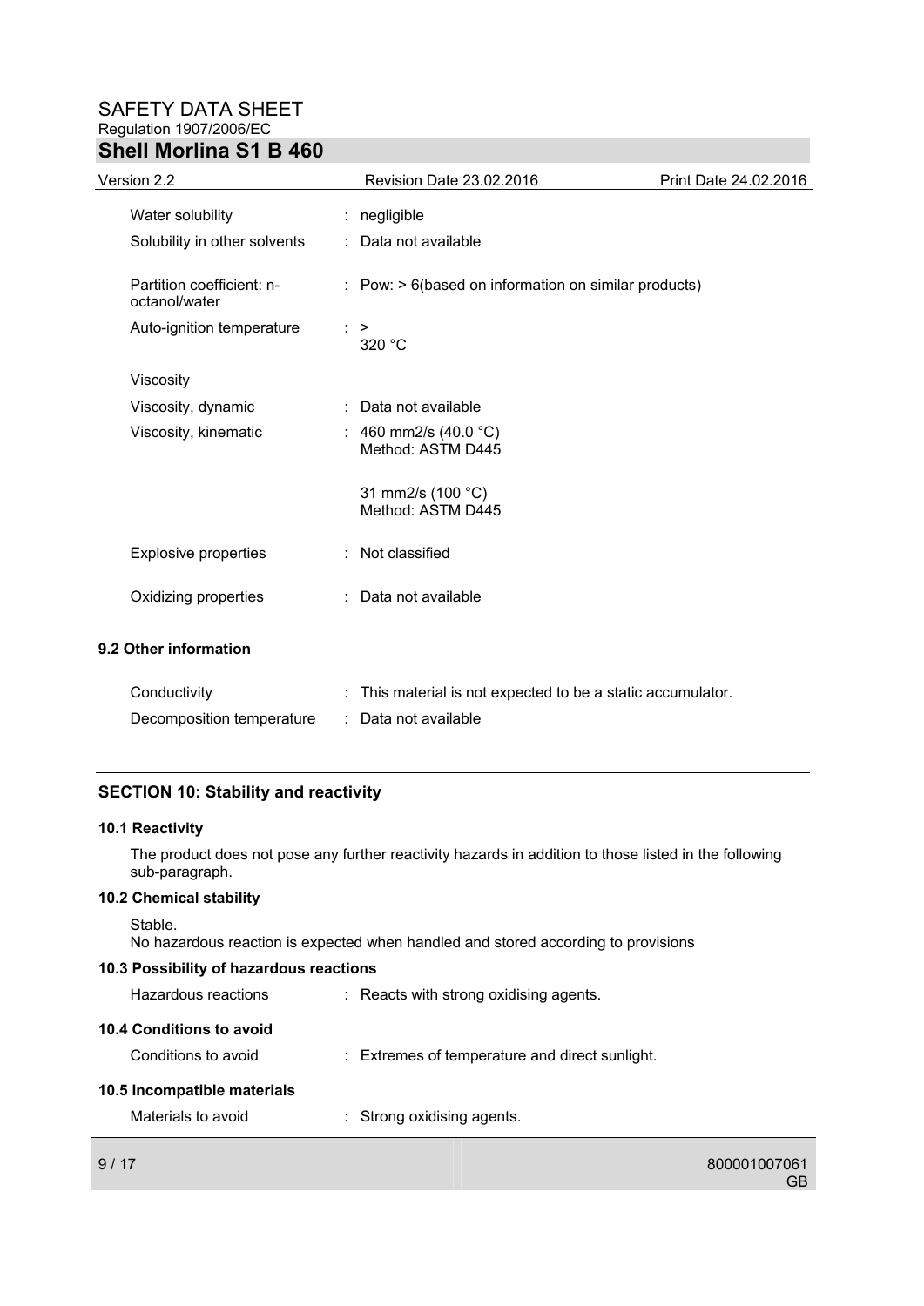| | | |
|---|---|---|
| Water solubility | : | negligible |
| Solubility in other solvents | : | Data not available |
| Partition coefficient: n-octanol/water | : | Pow: > 6(based on information on similar products) |
| Auto-ignition temperature | : | > 320 °C |
| Viscosity | | |
| Viscosity, dynamic | : | Data not available |
| Viscosity, kinematic | : | 460 mm2/s (40.0 °C) Method: ASTM D445 |
| | | 31 mm2/s (100 °C) Method: ASTM D445 |
| Explosive properties | : | Not classified |
| Oxidizing properties | : | Data not available |

**9.2 Other information**

| | | |
|---|---|---|
| Conductivity | : | This material is not expected to be a static accumulator. |
| Decomposition temperature | : | Data not available |

## SECTION 10: Stability and reactivity

**10.1 Reactivity**

The product does not pose any further reactivity hazards in addition to those listed in the following sub-paragraph.

**10.2 Chemical stability**

Stable.
No hazardous reaction is expected when handled and stored according to provisions

**10.3 Possibility of hazardous reactions**

Hazardous reactions : Reacts with strong oxidising agents.

**10.4 Conditions to avoid**

Conditions to avoid : Extremes of temperature and direct sunlight.

**10.5 Incompatible materials**

Materials to avoid : Strong oxidising agents.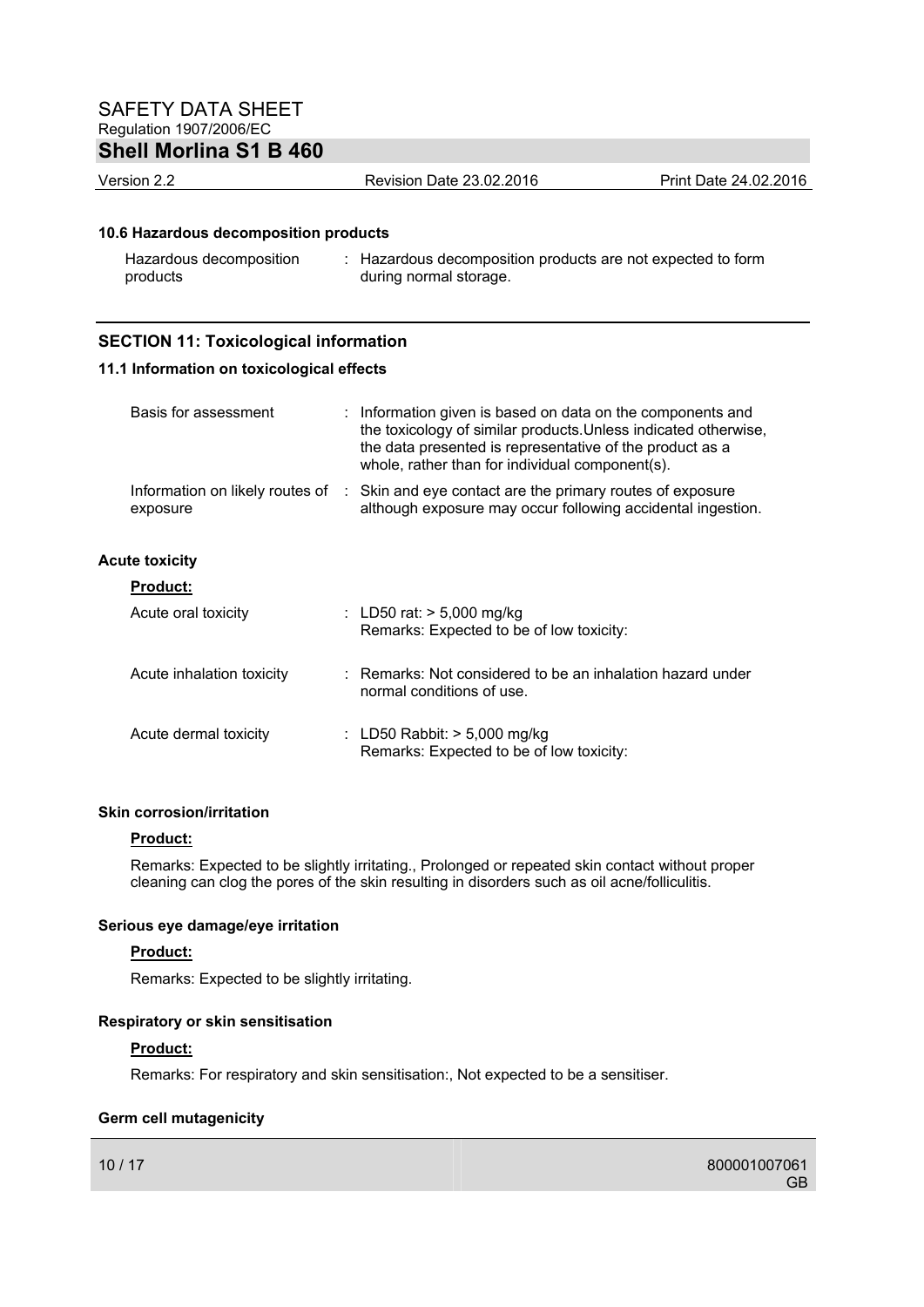#### 10.6 Hazardous decomposition products

| | |
|---|---|
| Hazardous decomposition products | : Hazardous decomposition products are not expected to form during normal storage. |

## SECTION 11: Toxicological information

### 11.1 Information on toxicological effects

| | |
|---|---|
| Basis for assessment | : Information given is based on data on the components and the toxicology of similar products.Unless indicated otherwise, the data presented is representative of the product as a whole, rather than for individual component(s). |
| Information on likely routes of exposure | : Skin and eye contact are the primary routes of exposure although exposure may occur following accidental ingestion. |

#### Acute toxicity

**Product:**

| | |
|---|---|
| Acute oral toxicity | : LD50 rat: > 5,000 mg/kg<br>Remarks: Expected to be of low toxicity: |
| Acute inhalation toxicity | : Remarks: Not considered to be an inhalation hazard under normal conditions of use. |
| Acute dermal toxicity | : LD50 Rabbit: > 5,000 mg/kg<br>Remarks: Expected to be of low toxicity: |

#### Skin corrosion/irritation

**Product:**

Remarks: Expected to be slightly irritating., Prolonged or repeated skin contact without proper cleaning can clog the pores of the skin resulting in disorders such as oil acne/folliculitis.

#### Serious eye damage/eye irritation

**Product:**

Remarks: Expected to be slightly irritating.

#### Respiratory or skin sensitisation

**Product:**

Remarks: For respiratory and skin sensitisation:, Not expected to be a sensitiser.

#### Germ cell mutagenicity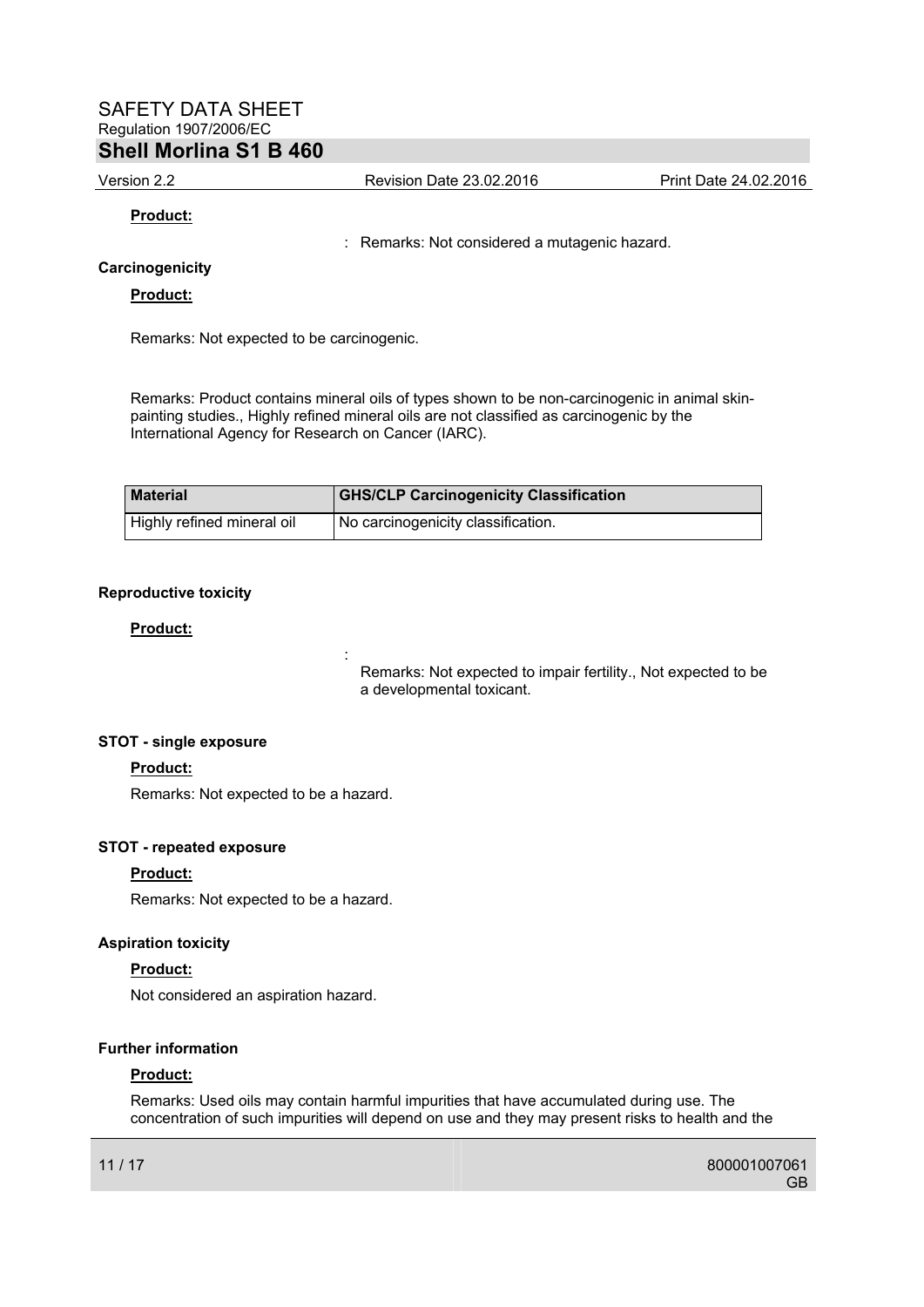**Product:**

: Remarks: Not considered a mutagenic hazard.

**Carcinogenicity**

**Product:**

Remarks: Not expected to be carcinogenic.

Remarks: Product contains mineral oils of types shown to be non-carcinogenic in animal skin-painting studies., Highly refined mineral oils are not classified as carcinogenic by the International Agency for Research on Cancer (IARC).

| Material | GHS/CLP Carcinogenicity Classification |
|---|---|
| Highly refined mineral oil | No carcinogenicity classification. |

**Reproductive toxicity**

**Product:**

: Remarks: Not expected to impair fertility., Not expected to be a developmental toxicant.

**STOT - single exposure**

**Product:**

Remarks: Not expected to be a hazard.

**STOT - repeated exposure**

**Product:**

Remarks: Not expected to be a hazard.

**Aspiration toxicity**

**Product:**

Not considered an aspiration hazard.

**Further information**

**Product:**

Remarks: Used oils may contain harmful impurities that have accumulated during use. The concentration of such impurities will depend on use and they may present risks to health and the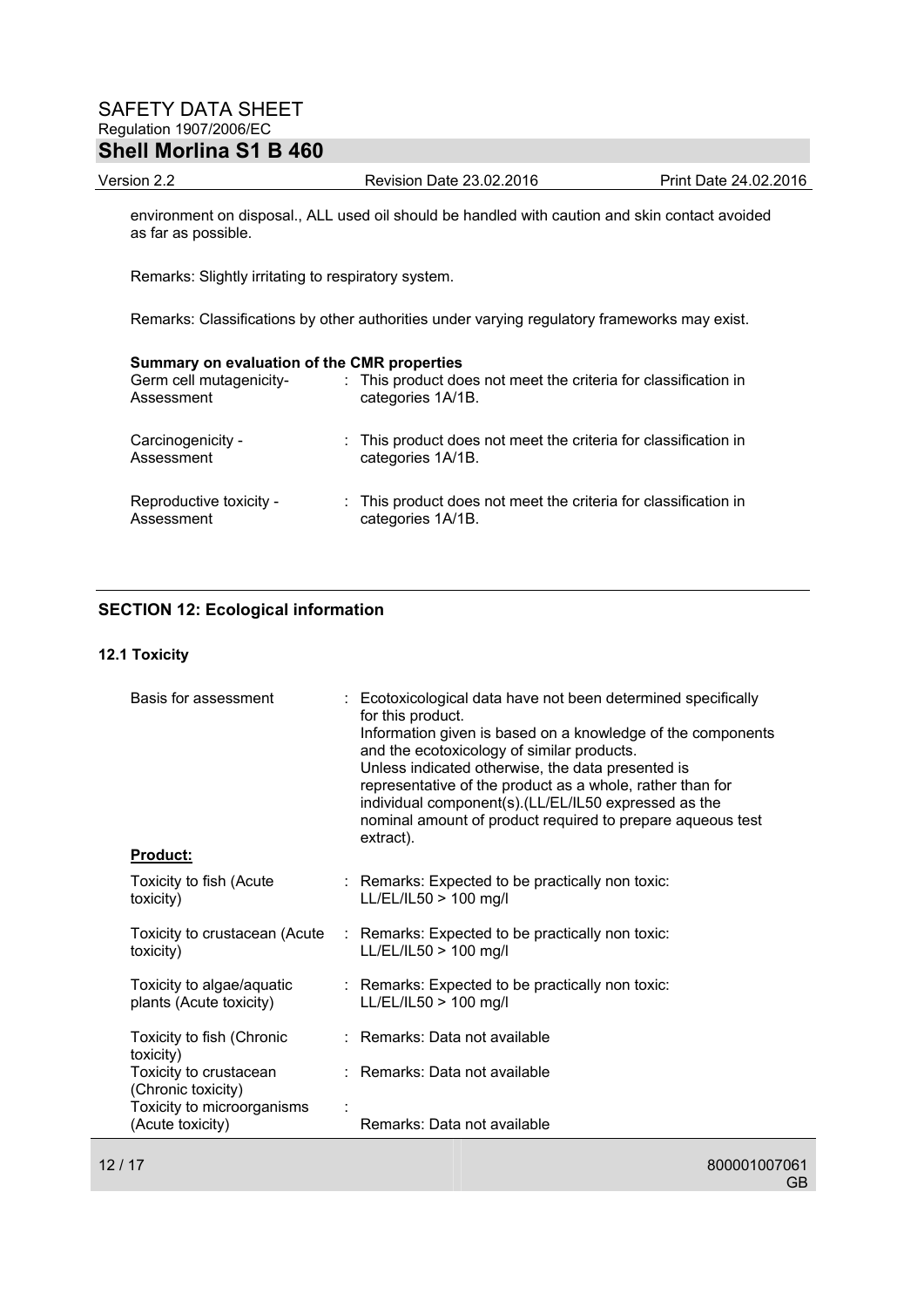environment on disposal., ALL used oil should be handled with caution and skin contact avoided as far as possible.

Remarks: Slightly irritating to respiratory system.

Remarks: Classifications by other authorities under varying regulatory frameworks may exist.

**Summary on evaluation of the CMR properties**

| | |
|---|---|
| Germ cell mutagenicity- Assessment | : This product does not meet the criteria for classification in categories 1A/1B. |
| Carcinogenicity - Assessment | : This product does not meet the criteria for classification in categories 1A/1B. |
| Reproductive toxicity - Assessment | : This product does not meet the criteria for classification in categories 1A/1B. |

## SECTION 12: Ecological information

### 12.1 Toxicity

| | |
|---|---|
| Basis for assessment | : Ecotoxicological data have not been determined specifically for this product. Information given is based on a knowledge of the components and the ecotoxicology of similar products. Unless indicated otherwise, the data presented is representative of the product as a whole, rather than for individual component(s).(LL/EL/IL50 expressed as the nominal amount of product required to prepare aqueous test extract). |

**Product:**

| | |
|---|---|
| Toxicity to fish (Acute toxicity) | : Remarks: Expected to be practically non toxic: LL/EL/IL50 > 100 mg/l |
| Toxicity to crustacean (Acute toxicity) | : Remarks: Expected to be practically non toxic: LL/EL/IL50 > 100 mg/l |
| Toxicity to algae/aquatic plants (Acute toxicity) | : Remarks: Expected to be practically non toxic: LL/EL/IL50 > 100 mg/l |
| Toxicity to fish (Chronic toxicity) | : Remarks: Data not available |
| Toxicity to crustacean (Chronic toxicity) | : Remarks: Data not available |
| Toxicity to microorganisms (Acute toxicity) | : Remarks: Data not available |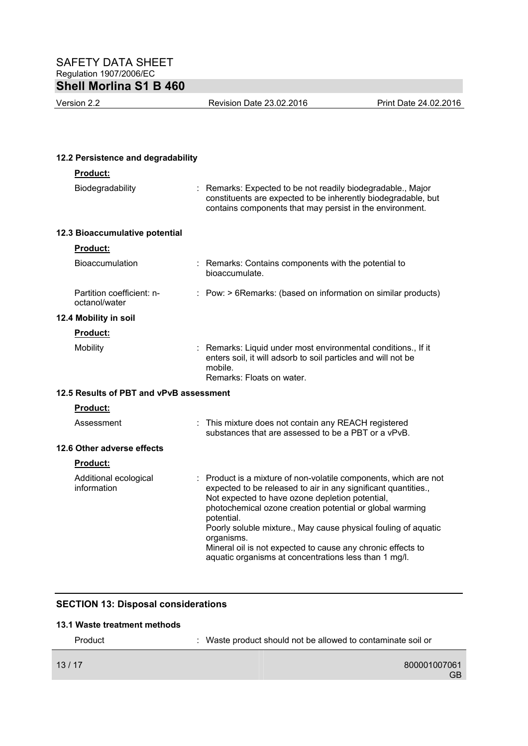### 12.2 Persistence and degradability

**Product:**

Biodegradability : Remarks: Expected to be not readily biodegradable., Major constituents are expected to be inherently biodegradable, but contains components that may persist in the environment.

### 12.3 Bioaccumulative potential

**Product:**

Bioaccumulation : Remarks: Contains components with the potential to bioaccumulate.

Partition coefficient: n-octanol/water : Pow: > 6Remarks: (based on information on similar products)

### 12.4 Mobility in soil

**Product:**

Mobility : Remarks: Liquid under most environmental conditions., If it enters soil, it will adsorb to soil particles and will not be mobile.
Remarks: Floats on water.

### 12.5 Results of PBT and vPvB assessment

**Product:**

Assessment : This mixture does not contain any REACH registered substances that are assessed to be a PBT or a vPvB.

### 12.6 Other adverse effects

**Product:**

Additional ecological information : Product is a mixture of non-volatile components, which are not expected to be released to air in any significant quantities., Not expected to have ozone depletion potential, photochemical ozone creation potential or global warming potential.
Poorly soluble mixture., May cause physical fouling of aquatic organisms.
Mineral oil is not expected to cause any chronic effects to aquatic organisms at concentrations less than 1 mg/l.

## SECTION 13: Disposal considerations

### 13.1 Waste treatment methods

Product : Waste product should not be allowed to contaminate soil or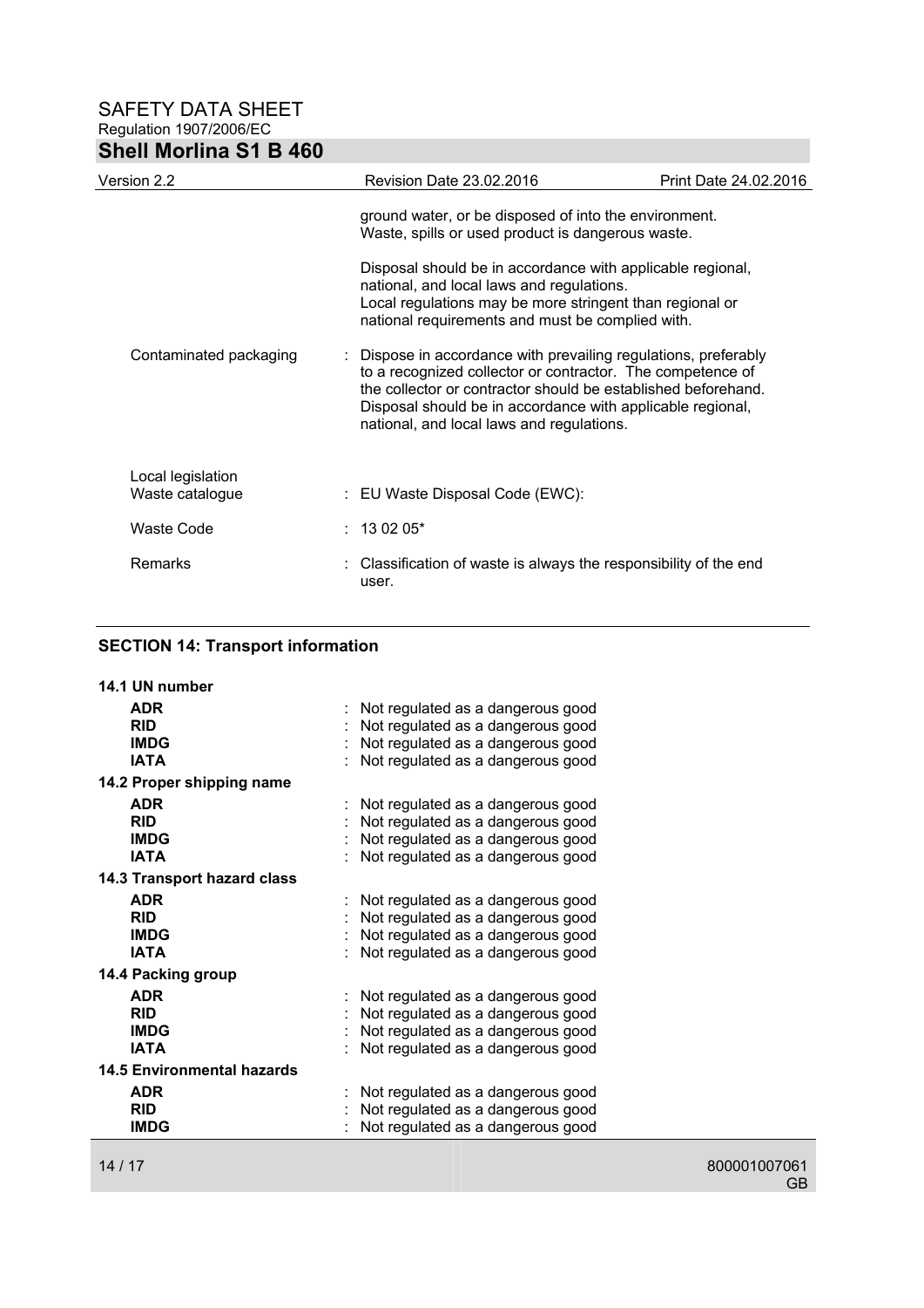ground water, or be disposed of into the environment.
Waste, spills or used product is dangerous waste.

Disposal should be in accordance with applicable regional, national, and local laws and regulations.
Local regulations may be more stringent than regional or national requirements and must be complied with.

| | |
|---|---|
| Contaminated packaging | : Dispose in accordance with prevailing regulations, preferably to a recognized collector or contractor. The competence of the collector or contractor should be established beforehand. Disposal should be in accordance with applicable regional, national, and local laws and regulations. |
| Local legislation | |
| Waste catalogue | : EU Waste Disposal Code (EWC): |
| Waste Code | : 13 02 05* |
| Remarks | : Classification of waste is always the responsibility of the end user. |

## SECTION 14: Transport information

**14.1 UN number**

| | |
|---|---|
| **ADR** | : Not regulated as a dangerous good |
| **RID** | : Not regulated as a dangerous good |
| **IMDG** | : Not regulated as a dangerous good |
| **IATA** | : Not regulated as a dangerous good |

**14.2 Proper shipping name**

| | |
|---|---|
| **ADR** | : Not regulated as a dangerous good |
| **RID** | : Not regulated as a dangerous good |
| **IMDG** | : Not regulated as a dangerous good |
| **IATA** | : Not regulated as a dangerous good |

**14.3 Transport hazard class**

| | |
|---|---|
| **ADR** | : Not regulated as a dangerous good |
| **RID** | : Not regulated as a dangerous good |
| **IMDG** | : Not regulated as a dangerous good |
| **IATA** | : Not regulated as a dangerous good |

**14.4 Packing group**

| | |
|---|---|
| **ADR** | : Not regulated as a dangerous good |
| **RID** | : Not regulated as a dangerous good |
| **IMDG** | : Not regulated as a dangerous good |
| **IATA** | : Not regulated as a dangerous good |

**14.5 Environmental hazards**

| | |
|---|---|
| **ADR** | : Not regulated as a dangerous good |
| **RID** | : Not regulated as a dangerous good |
| **IMDG** | : Not regulated as a dangerous good |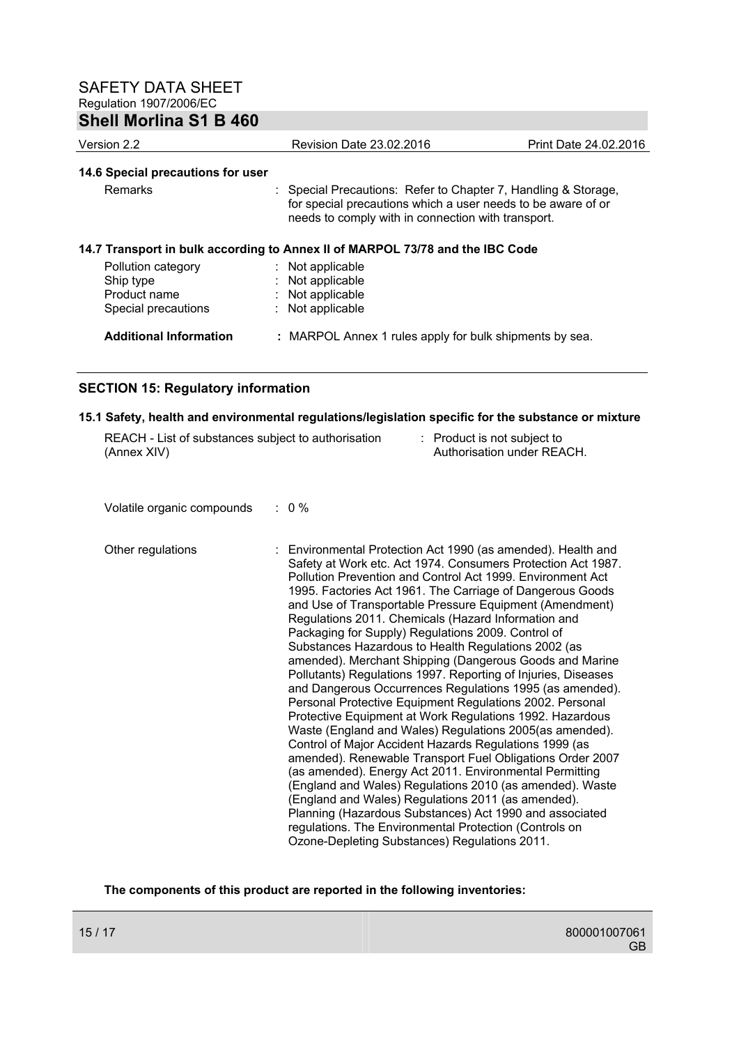**14.6 Special precautions for user**

| | |
|---|---|
| Remarks | : Special Precautions: Refer to Chapter 7, Handling & Storage, for special precautions which a user needs to be aware of or needs to comply with in connection with transport. |

**14.7 Transport in bulk according to Annex II of MARPOL 73/78 and the IBC Code**

| | |
|---|---|
| Pollution category | : Not applicable |
| Ship type | : Not applicable |
| Product name | : Not applicable |
| Special precautions | : Not applicable |

**Additional Information** : MARPOL Annex 1 rules apply for bulk shipments by sea.

## SECTION 15: Regulatory information

**15.1 Safety, health and environmental regulations/legislation specific for the substance or mixture**

| | |
|---|---|
| REACH - List of substances subject to authorisation (Annex XIV) | : Product is not subject to Authorisation under REACH. |
| Volatile organic compounds | : 0 % |
| Other regulations | : Environmental Protection Act 1990 (as amended). Health and Safety at Work etc. Act 1974. Consumers Protection Act 1987. Pollution Prevention and Control Act 1999. Environment Act 1995. Factories Act 1961. The Carriage of Dangerous Goods and Use of Transportable Pressure Equipment (Amendment) Regulations 2011. Chemicals (Hazard Information and Packaging for Supply) Regulations 2009. Control of Substances Hazardous to Health Regulations 2002 (as amended). Merchant Shipping (Dangerous Goods and Marine Pollutants) Regulations 1997. Reporting of Injuries, Diseases and Dangerous Occurrences Regulations 1995 (as amended). Personal Protective Equipment Regulations 2002. Personal Protective Equipment at Work Regulations 1992. Hazardous Waste (England and Wales) Regulations 2005(as amended). Control of Major Accident Hazards Regulations 1999 (as amended). Renewable Transport Fuel Obligations Order 2007 (as amended). Energy Act 2011. Environmental Permitting (England and Wales) Regulations 2010 (as amended). Waste (England and Wales) Regulations 2011 (as amended). Planning (Hazardous Substances) Act 1990 and associated regulations. The Environmental Protection (Controls on Ozone-Depleting Substances) Regulations 2011. |

**The components of this product are reported in the following inventories:**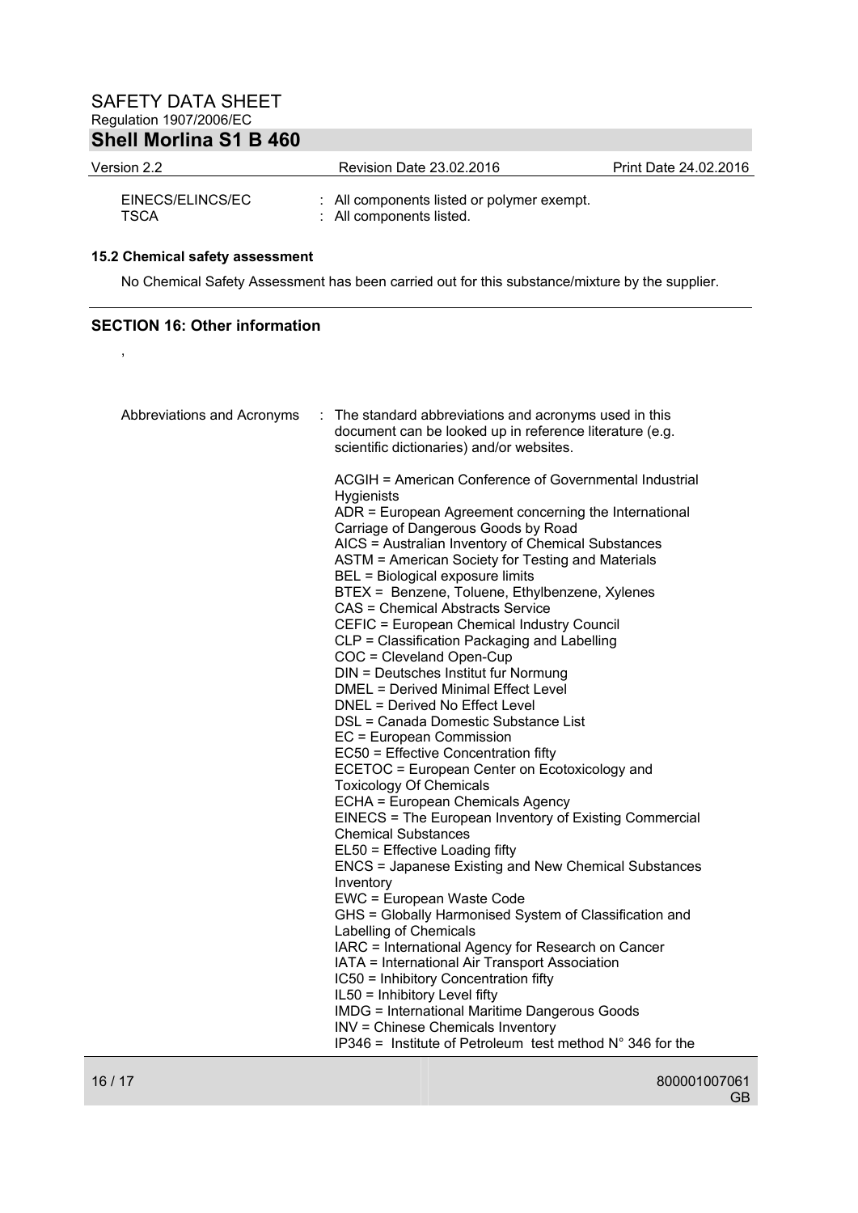| | |
|---|---|
| EINECS/ELINCS/EC | : All components listed or polymer exempt. |
| TSCA | : All components listed. |

### 15.2 Chemical safety assessment

No Chemical Safety Assessment has been carried out for this substance/mixture by the supplier.

## SECTION 16: Other information

,

Abbreviations and Acronyms : The standard abbreviations and acronyms used in this document can be looked up in reference literature (e.g. scientific dictionaries) and/or websites.

ACGIH = American Conference of Governmental Industrial Hygienists  
ADR = European Agreement concerning the International Carriage of Dangerous Goods by Road  
AICS = Australian Inventory of Chemical Substances  
ASTM = American Society for Testing and Materials  
BEL = Biological exposure limits  
BTEX = Benzene, Toluene, Ethylbenzene, Xylenes  
CAS = Chemical Abstracts Service  
CEFIC = European Chemical Industry Council  
CLP = Classification Packaging and Labelling  
COC = Cleveland Open-Cup  
DIN = Deutsches Institut fur Normung  
DMEL = Derived Minimal Effect Level  
DNEL = Derived No Effect Level  
DSL = Canada Domestic Substance List  
EC = European Commission  
EC50 = Effective Concentration fifty  
ECETOC = European Center on Ecotoxicology and Toxicology Of Chemicals  
ECHA = European Chemicals Agency  
EINECS = The European Inventory of Existing Commercial Chemical Substances  
EL50 = Effective Loading fifty  
ENCS = Japanese Existing and New Chemical Substances Inventory  
EWC = European Waste Code  
GHS = Globally Harmonised System of Classification and Labelling of Chemicals  
IARC = International Agency for Research on Cancer  
IATA = International Air Transport Association  
IC50 = Inhibitory Concentration fifty  
IL50 = Inhibitory Level fifty  
IMDG = International Maritime Dangerous Goods  
INV = Chinese Chemicals Inventory  
IP346 = Institute of Petroleum test method N° 346 for the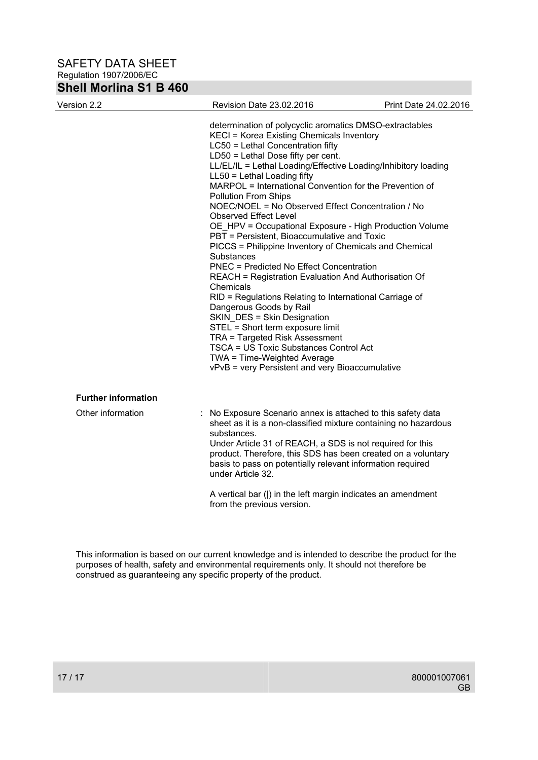determination of polycyclic aromatics DMSO-extractables
KECI = Korea Existing Chemicals Inventory
LC50 = Lethal Concentration fifty
LD50 = Lethal Dose fifty per cent.
LL/EL/IL = Lethal Loading/Effective Loading/Inhibitory loading
LL50 = Lethal Loading fifty
MARPOL = International Convention for the Prevention of Pollution From Ships
NOEC/NOEL = No Observed Effect Concentration / No Observed Effect Level
OE_HPV = Occupational Exposure - High Production Volume
PBT = Persistent, Bioaccumulative and Toxic
PICCS = Philippine Inventory of Chemicals and Chemical Substances
PNEC = Predicted No Effect Concentration
REACH = Registration Evaluation And Authorisation Of Chemicals
RID = Regulations Relating to International Carriage of Dangerous Goods by Rail
SKIN_DES = Skin Designation
STEL = Short term exposure limit
TRA = Targeted Risk Assessment
TSCA = US Toxic Substances Control Act
TWA = Time-Weighted Average
vPvB = very Persistent and very Bioaccumulative

**Further information**

Other information : No Exposure Scenario annex is attached to this safety data sheet as it is a non-classified mixture containing no hazardous substances.
Under Article 31 of REACH, a SDS is not required for this product. Therefore, this SDS has been created on a voluntary basis to pass on potentially relevant information required under Article 32.

A vertical bar (|) in the left margin indicates an amendment from the previous version.

This information is based on our current knowledge and is intended to describe the product for the purposes of health, safety and environmental requirements only. It should not therefore be construed as guaranteeing any specific property of the product.